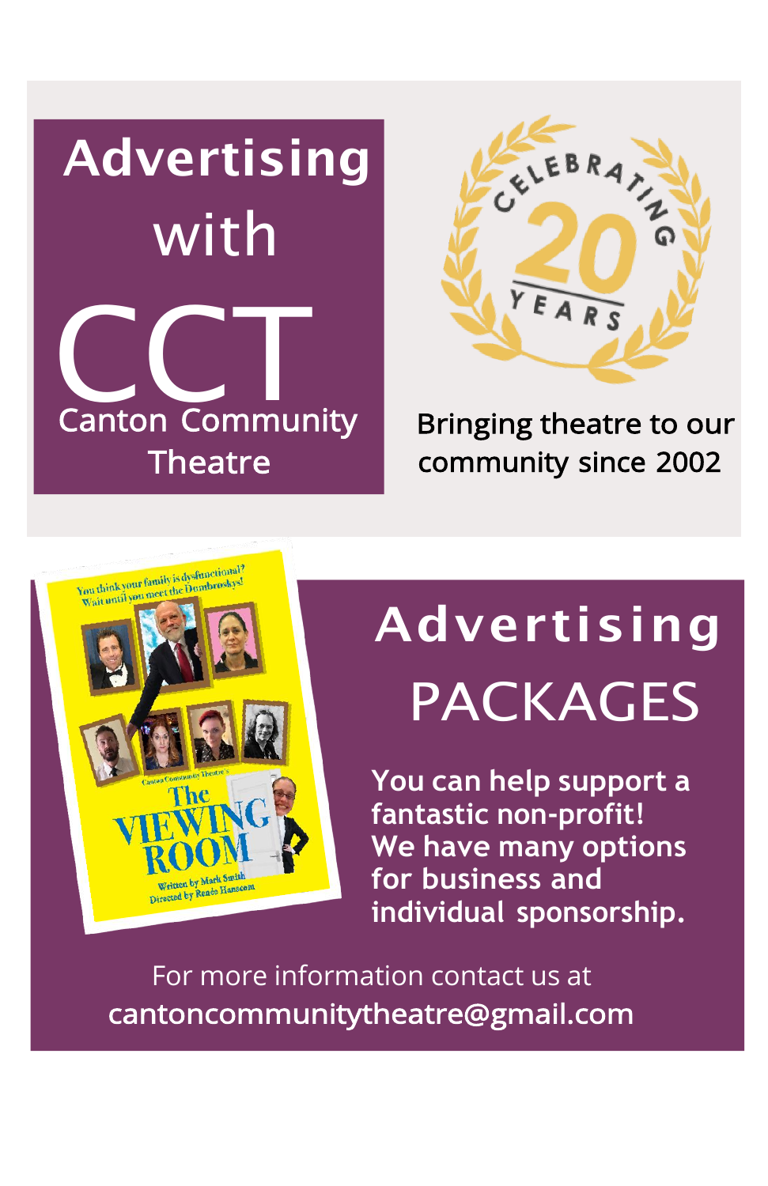# Advertising with CCT

Canton Community Theatre

CELEBRATING 20 YEARS

Bringing theatre to our community since 2002

You think your family is dysfunctional? Wait until you meet the Dombroskys!

Canton Community Theatre's

The VIEWING ROOM

Written by Mark Smith
Directed by Renée Hanscom

# Advertising PACKAGES

**You can help support a fantastic non-profit! We have many options for business and individual sponsorship.**

For more information contact us at
cantoncommunitytheatre@gmail.com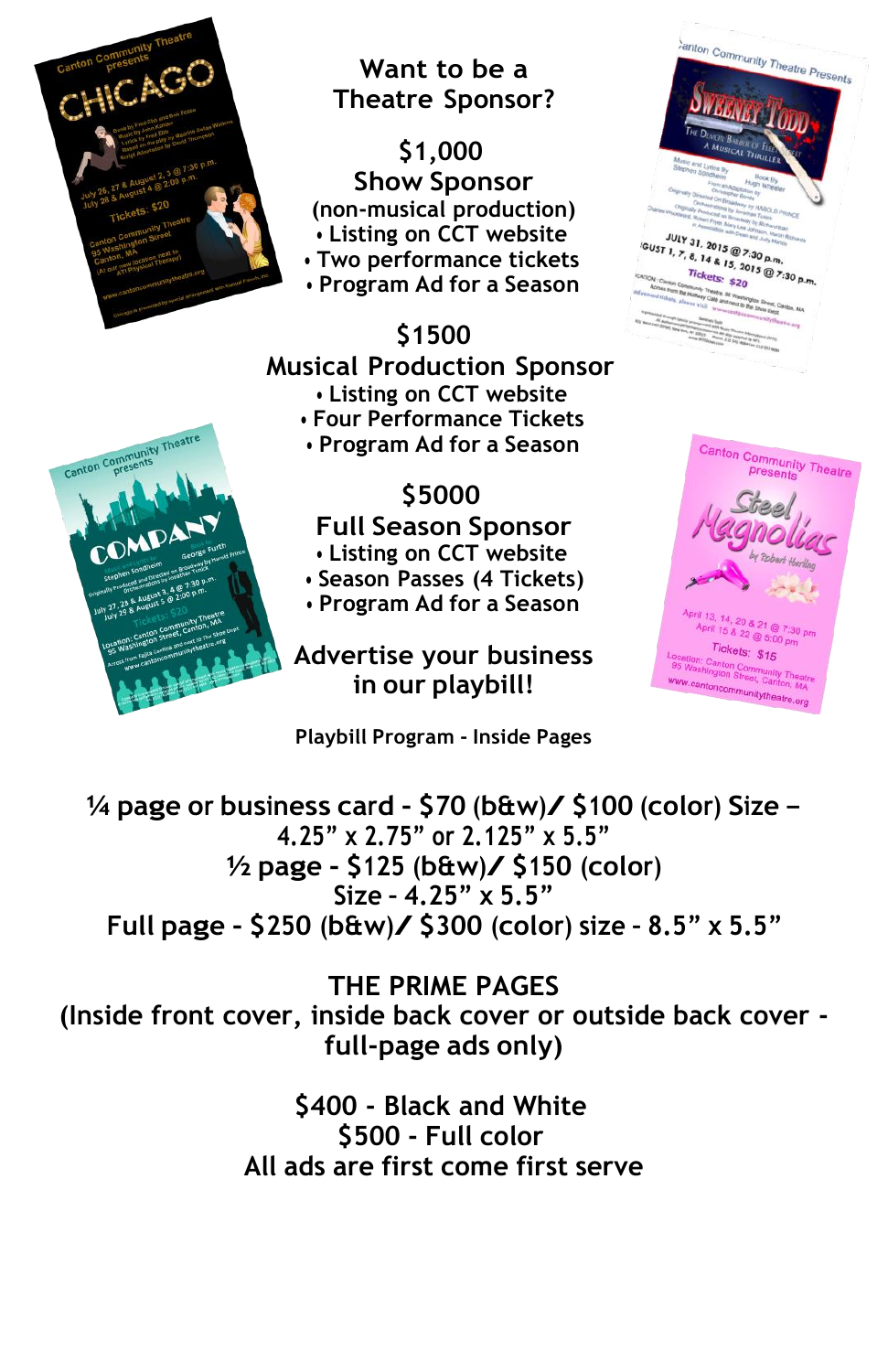# Want to be a Theatre Sponsor?

## $1,000
## Show Sponsor
(non-musical production)

- Listing on CCT website
- Two performance tickets
- Program Ad for a Season

## $1500
## Musical Production Sponsor

- Listing on CCT website
- Four Performance Tickets
- Program Ad for a Season

## $5000
## Full Season Sponsor

- Listing on CCT website
- Season Passes (4 Tickets)
- Program Ad for a Season

## Advertise your business in our playbill!

**Playbill Program - Inside Pages**

**¼ page or business card - $70 (b&w)/ $100 (color) Size – 4.25" x 2.75" or 2.125" x 5.5"**

**½ page - $125 (b&w)/ $150 (color) Size - 4.25" x 5.5"**

**Full page - $250 (b&w)/ $300 (color) size - 8.5" x 5.5"**

**THE PRIME PAGES**

**(Inside front cover, inside back cover or outside back cover - full-page ads only)**

**$400 - Black and White**

**$500 - Full color**

**All ads are first come first serve**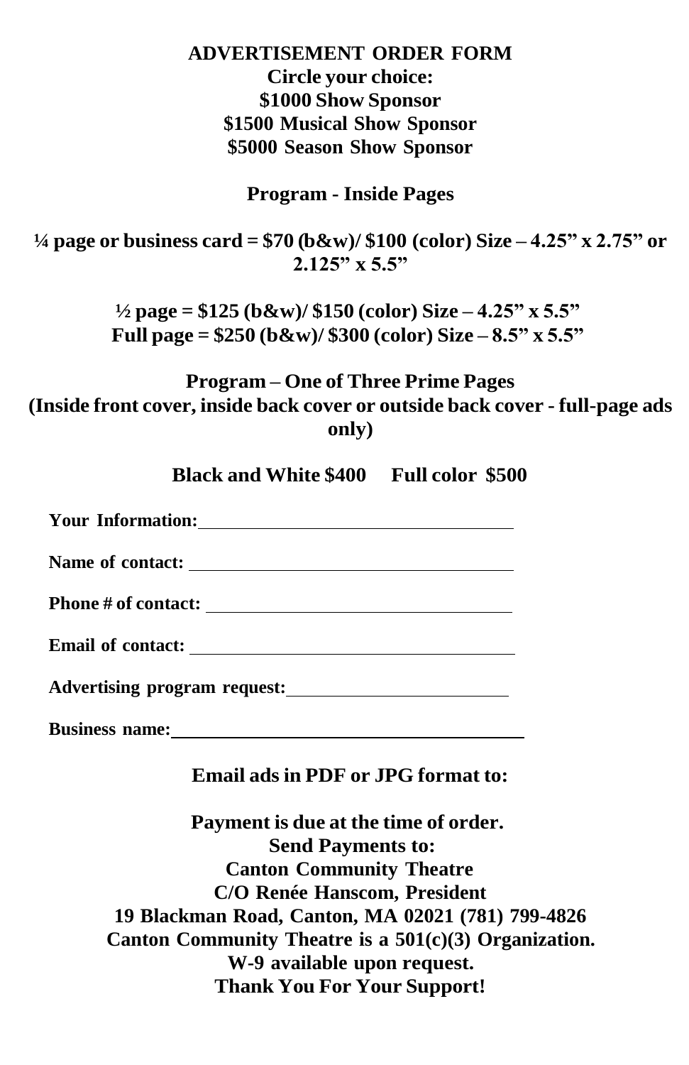# ADVERTISEMENT ORDER FORM

**Circle your choice:**

**$1000 Show Sponsor**

**$1500 Musical Show Sponsor**

**$5000 Season Show Sponsor**

## Program - Inside Pages

**¼ page or business card = $70 (b&w)/ $100 (color) Size – 4.25" x 2.75" or 2.125" x 5.5"**

**½ page = $125 (b&w)/ $150 (color) Size – 4.25" x 5.5"**

**Full page = $250 (b&w)/ $300 (color) Size – 8.5" x 5.5"**

## Program – One of Three Prime Pages

**(Inside front cover, inside back cover or outside back cover - full-page ads only)**

**Black and White $400 Full color $500**

**Your Information:** ______________________________

**Name of contact:** ______________________________

**Phone # of contact:** ______________________________

**Email of contact:** ______________________________

**Advertising program request:** ______________________

**Business name:** ______________________________

**Email ads in PDF or JPG format to:**

**Payment is due at the time of order.**

**Send Payments to:**

**Canton Community Theatre**

**C/O Renée Hanscom, President**

**19 Blackman Road, Canton, MA 02021 (781) 799-4826**

**Canton Community Theatre is a 501(c)(3) Organization.**

**W-9 available upon request.**

**Thank You For Your Support!**